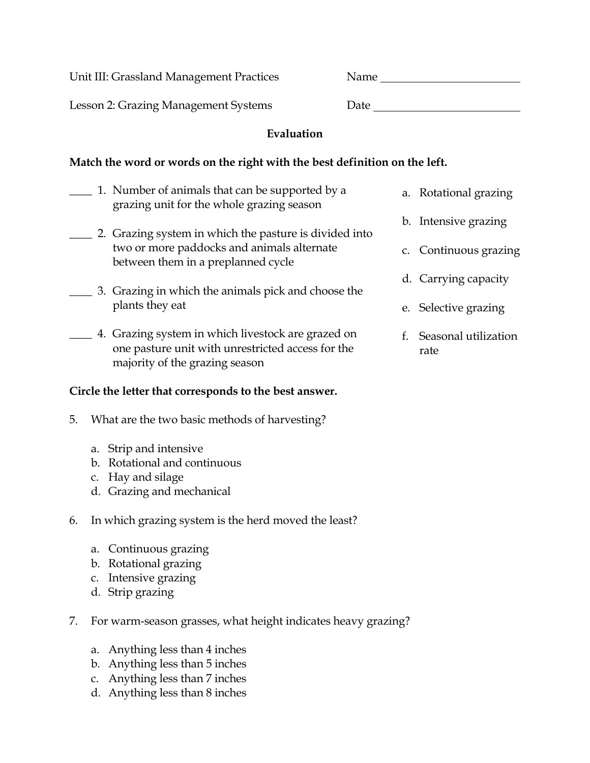Unit III: Grassland Management Practices  Name ________________________

Lesson 2: Grazing Management Systems  Date ________________________

**Evaluation**

**Match the word or words on the right with the best definition on the left.**

____ 1. Number of animals that can be supported by a grazing unit for the whole grazing season

____ 2. Grazing system in which the pasture is divided into two or more paddocks and animals alternate between them in a preplanned cycle

____ 3. Grazing in which the animals pick and choose the plants they eat

____ 4. Grazing system in which livestock are grazed on one pasture unit with unrestricted access for the majority of the grazing season

a. Rotational grazing

b. Intensive grazing

c. Continuous grazing

d. Carrying capacity

e. Selective grazing

f. Seasonal utilization rate

**Circle the letter that corresponds to the best answer.**

5. What are the two basic methods of harvesting?

   a. Strip and intensive
   b. Rotational and continuous
   c. Hay and silage
   d. Grazing and mechanical

6. In which grazing system is the herd moved the least?

   a. Continuous grazing
   b. Rotational grazing
   c. Intensive grazing
   d. Strip grazing

7. For warm-season grasses, what height indicates heavy grazing?

   a. Anything less than 4 inches
   b. Anything less than 5 inches
   c. Anything less than 7 inches
   d. Anything less than 8 inches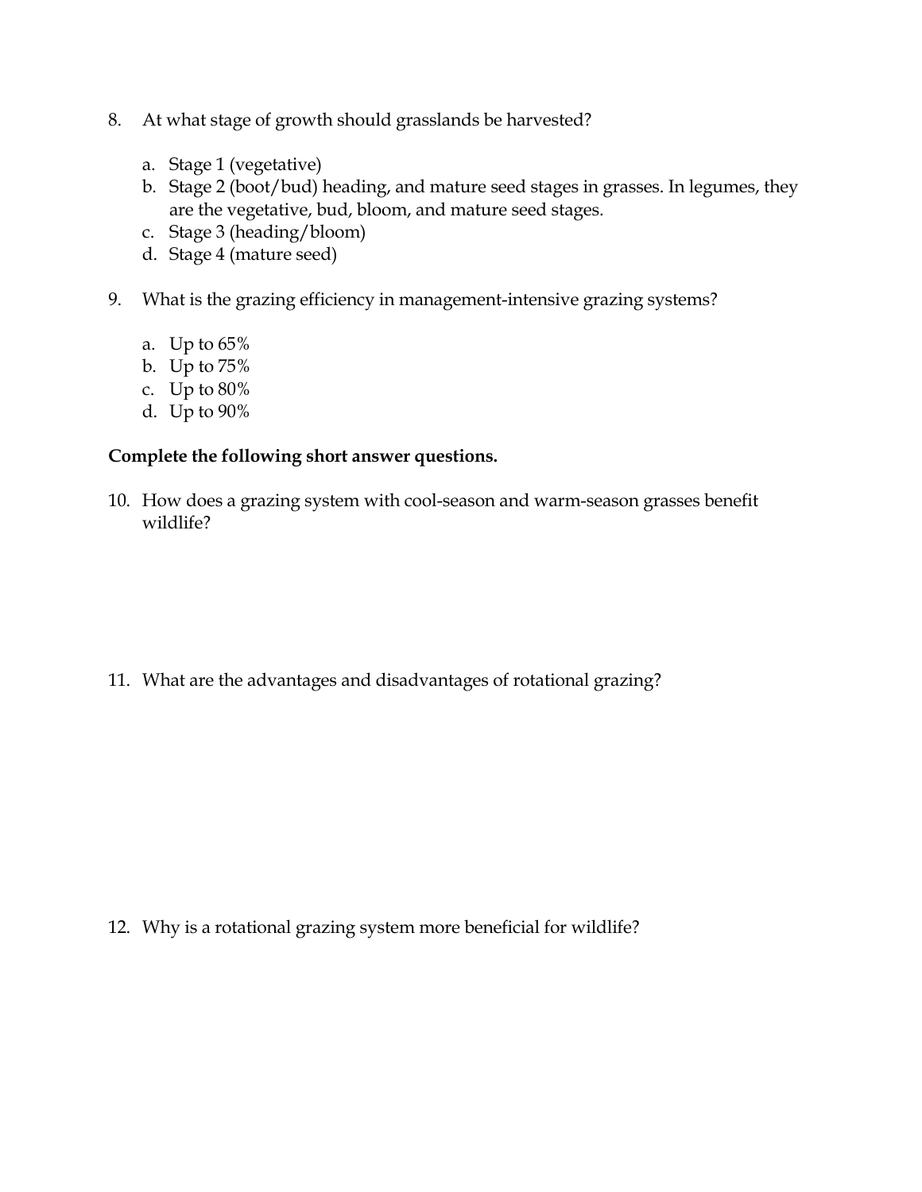8. At what stage of growth should grasslands be harvested?

   a. Stage 1 (vegetative)
   b. Stage 2 (boot/bud) heading, and mature seed stages in grasses. In legumes, they are the vegetative, bud, bloom, and mature seed stages.
   c. Stage 3 (heading/bloom)
   d. Stage 4 (mature seed)

9. What is the grazing efficiency in management-intensive grazing systems?

   a. Up to 65%
   b. Up to 75%
   c. Up to 80%
   d. Up to 90%

**Complete the following short answer questions.**

10. How does a grazing system with cool-season and warm-season grasses benefit wildlife?

11. What are the advantages and disadvantages of rotational grazing?

12. Why is a rotational grazing system more beneficial for wildlife?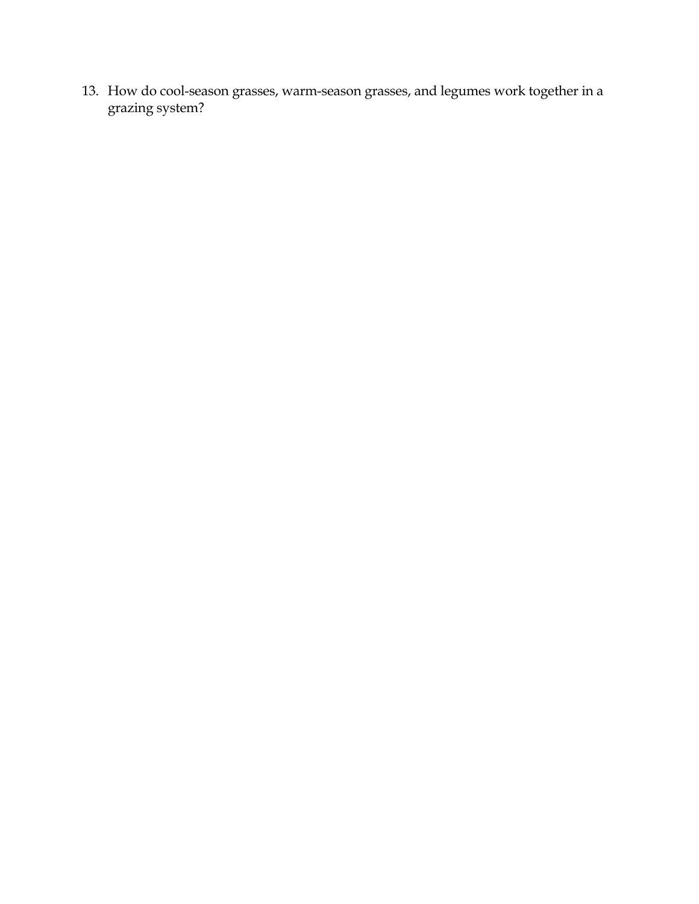13. How do cool-season grasses, warm-season grasses, and legumes work together in a grazing system?